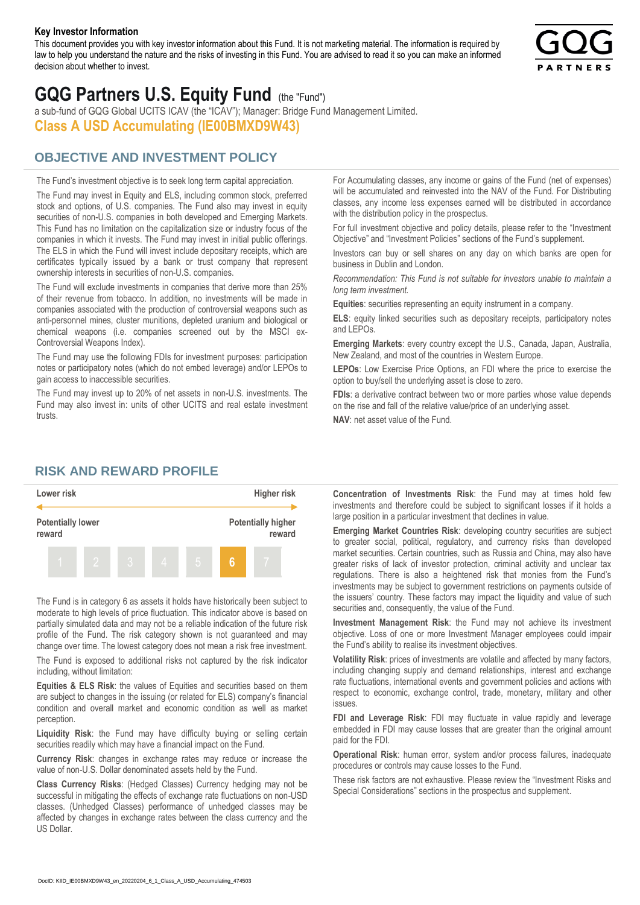**Key Investor Information**

This document provides you with key investor information about this Fund. It is not marketing material. The information is required by law to help you understand the nature and the risks of investing in this Fund. You are advised to read it so you can make an informed decision about whether to invest.

# GQG Partners U.S. Equity Fund (the "Fund")

a sub-fund of GQG Global UCITS ICAV (the "ICAV"); Manager: Bridge Fund Management Limited.

**Class A USD Accumulating (IE00BMXD9W43)**

## OBJECTIVE AND INVESTMENT POLICY

The Fund's investment objective is to seek long term capital appreciation.

The Fund may invest in Equity and ELS, including common stock, preferred stock and options, of U.S. companies. The Fund also may invest in equity securities of non-U.S. companies in both developed and Emerging Markets. This Fund has no limitation on the capitalization size or industry focus of the companies in which it invests. The Fund may invest in initial public offerings. The ELS in which the Fund will invest include depositary receipts, which are certificates typically issued by a bank or trust company that represent ownership interests in securities of non-U.S. companies.

The Fund will exclude investments in companies that derive more than 25% of their revenue from tobacco. In addition, no investments will be made in companies associated with the production of controversial weapons such as anti-personnel mines, cluster munitions, depleted uranium and biological or chemical weapons (i.e. companies screened out by the MSCI ex-Controversial Weapons Index).

The Fund may use the following FDIs for investment purposes: participation notes or participatory notes (which do not embed leverage) and/or LEPOs to gain access to inaccessible securities.

The Fund may invest up to 20% of net assets in non-U.S. investments. The Fund may also invest in: units of other UCITS and real estate investment trusts.

For Accumulating classes, any income or gains of the Fund (net of expenses) will be accumulated and reinvested into the NAV of the Fund. For Distributing classes, any income less expenses earned will be distributed in accordance with the distribution policy in the prospectus.

For full investment objective and policy details, please refer to the "Investment Objective" and "Investment Policies" sections of the Fund's supplement.

Investors can buy or sell shares on any day on which banks are open for business in Dublin and London.

*Recommendation: This Fund is not suitable for investors unable to maintain a long term investment.*

**Equities**: securities representing an equity instrument in a company.

**ELS**: equity linked securities such as depositary receipts, participatory notes and LEPOs.

**Emerging Markets**: every country except the U.S., Canada, Japan, Australia, New Zealand, and most of the countries in Western Europe.

**LEPOs**: Low Exercise Price Options, an FDI where the price to exercise the option to buy/sell the underlying asset is close to zero.

**FDIs**: a derivative contract between two or more parties whose value depends on the rise and fall of the relative value/price of an underlying asset.

**NAV**: net asset value of the Fund.

## RISK AND REWARD PROFILE

| Lower risk | | | | | | Higher risk |
|---|---|---|---|---|---|---|
| Potentially lower reward | | | | | | Potentially higher reward |
| 1 | 2 | 3 | 4 | 5 | **6** | 7 |

The Fund is in category 6 as assets it holds have historically been subject to moderate to high levels of price fluctuation. This indicator above is based on partially simulated data and may not be a reliable indication of the future risk profile of the Fund. The risk category shown is not guaranteed and may change over time. The lowest category does not mean a risk free investment.

The Fund is exposed to additional risks not captured by the risk indicator including, without limitation:

**Equities & ELS Risk**: the values of Equities and securities based on them are subject to changes in the issuing (or related for ELS) company's financial condition and overall market and economic condition as well as market perception.

**Liquidity Risk**: the Fund may have difficulty buying or selling certain securities readily which may have a financial impact on the Fund.

**Currency Risk**: changes in exchange rates may reduce or increase the value of non-U.S. Dollar denominated assets held by the Fund.

**Class Currency Risks**: (Hedged Classes) Currency hedging may not be successful in mitigating the effects of exchange rate fluctuations on non-USD classes. (Unhedged Classes) performance of unhedged classes may be affected by changes in exchange rates between the class currency and the US Dollar.

**Concentration of Investments Risk**: the Fund may at times hold few investments and therefore could be subject to significant losses if it holds a large position in a particular investment that declines in value.

**Emerging Market Countries Risk**: developing country securities are subject to greater social, political, regulatory, and currency risks than developed market securities. Certain countries, such as Russia and China, may also have greater risks of lack of investor protection, criminal activity and unclear tax regulations. There is also a heightened risk that monies from the Fund's investments may be subject to government restrictions on payments outside of the issuers' country. These factors may impact the liquidity and value of such securities and, consequently, the value of the Fund.

**Investment Management Risk**: the Fund may not achieve its investment objective. Loss of one or more Investment Manager employees could impair the Fund's ability to realise its investment objectives.

**Volatility Risk**: prices of investments are volatile and affected by many factors, including changing supply and demand relationships, interest and exchange rate fluctuations, international events and government policies and actions with respect to economic, exchange control, trade, monetary, military and other issues.

**FDI and Leverage Risk**: FDI may fluctuate in value rapidly and leverage embedded in FDI may cause losses that are greater than the original amount paid for the FDI.

**Operational Risk**: human error, system and/or process failures, inadequate procedures or controls may cause losses to the Fund.

These risk factors are not exhaustive. Please review the "Investment Risks and Special Considerations" sections in the prospectus and supplement.

DocID: KIID_IE00BMXD9W43_en_20220204_6_1_Class_A_USD_Accumulating_474503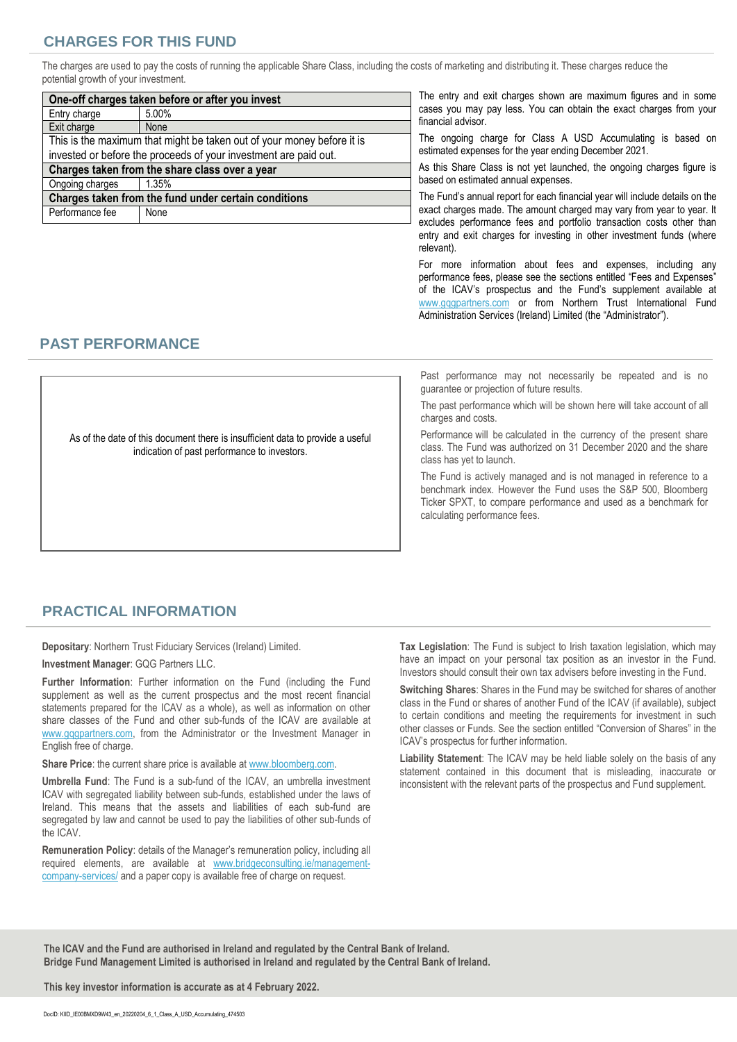## CHARGES FOR THIS FUND

The charges are used to pay the costs of running the applicable Share Class, including the costs of marketing and distributing it. These charges reduce the potential growth of your investment.

| One-off charges taken before or after you invest | |
|---|---|
| Entry charge | 5.00% |
| Exit charge | None |
| This is the maximum that might be taken out of your money before it is invested or before the proceeds of your investment are paid out. | |
| **Charges taken from the share class over a year** | |
| Ongoing charges | 1.35% |
| **Charges taken from the fund under certain conditions** | |
| Performance fee | None |

The entry and exit charges shown are maximum figures and in some cases you may pay less. You can obtain the exact charges from your financial advisor.

The ongoing charge for Class A USD Accumulating is based on estimated expenses for the year ending December 2021.

As this Share Class is not yet launched, the ongoing charges figure is based on estimated annual expenses.

The Fund's annual report for each financial year will include details on the exact charges made. The amount charged may vary from year to year. It excludes performance fees and portfolio transaction costs other than entry and exit charges for investing in other investment funds (where relevant).

For more information about fees and expenses, including any performance fees, please see the sections entitled "Fees and Expenses" of the ICAV's prospectus and the Fund's supplement available at www.gqgpartners.com or from Northern Trust International Fund Administration Services (Ireland) Limited (the "Administrator").

## PAST PERFORMANCE

As of the date of this document there is insufficient data to provide a useful indication of past performance to investors.

Past performance may not necessarily be repeated and is no guarantee or projection of future results.

The past performance which will be shown here will take account of all charges and costs.

Performance will be calculated in the currency of the present share class. The Fund was authorized on 31 December 2020 and the share class has yet to launch.

The Fund is actively managed and is not managed in reference to a benchmark index. However the Fund uses the S&P 500, Bloomberg Ticker SPXT, to compare performance and used as a benchmark for calculating performance fees.

## PRACTICAL INFORMATION

**Depositary**: Northern Trust Fiduciary Services (Ireland) Limited.

**Investment Manager**: GQG Partners LLC.

**Further Information**: Further information on the Fund (including the Fund supplement as well as the current prospectus and the most recent financial statements prepared for the ICAV as a whole), as well as information on other share classes of the Fund and other sub-funds of the ICAV are available at www.gqgpartners.com, from the Administrator or the Investment Manager in English free of charge.

**Share Price**: the current share price is available at www.bloomberg.com.

**Umbrella Fund**: The Fund is a sub-fund of the ICAV, an umbrella investment ICAV with segregated liability between sub-funds, established under the laws of Ireland. This means that the assets and liabilities of each sub-fund are segregated by law and cannot be used to pay the liabilities of other sub-funds of the ICAV.

**Remuneration Policy**: details of the Manager's remuneration policy, including all required elements, are available at www.bridgeconsulting.ie/management-company-services/ and a paper copy is available free of charge on request.

**Tax Legislation**: The Fund is subject to Irish taxation legislation, which may have an impact on your personal tax position as an investor in the Fund. Investors should consult their own tax advisers before investing in the Fund.

**Switching Shares**: Shares in the Fund may be switched for shares of another class in the Fund or shares of another Fund of the ICAV (if available), subject to certain conditions and meeting the requirements for investment in such other classes or Funds. See the section entitled "Conversion of Shares" in the ICAV's prospectus for further information.

**Liability Statement**: The ICAV may be held liable solely on the basis of any statement contained in this document that is misleading, inaccurate or inconsistent with the relevant parts of the prospectus and Fund supplement.

**The ICAV and the Fund are authorised in Ireland and regulated by the Central Bank of Ireland.**
**Bridge Fund Management Limited is authorised in Ireland and regulated by the Central Bank of Ireland.**

**This key investor information is accurate as at 4 February 2022.**

DocID: KIID_IE00BMXD9W43_en_20220204_6_1_Class_A_USD_Accumulating_474503